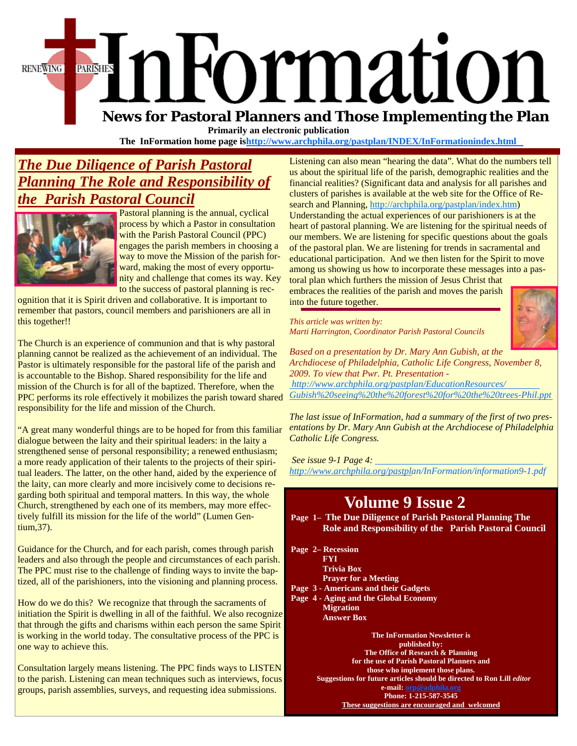# InFormation

**News for Pastoral Planners and Those Implementing the Plan**

**Primarily an electronic publication**

**The InFormation home page is http://www.archphila.org/pastplan/INDEX/InFormationindex.html**

## *The Due Diligence of Parish Pastoral Planning The Role and Responsibility of the Parish Pastoral Council*

Pastoral planning is the annual, cyclical process by which a Pastor in consultation with the Parish Pastoral Council (PPC) engages the parish members in choosing a way to move the Mission of the parish forward, making the most of every opportunity and challenge that comes its way. Key to the success of pastoral planning is recognition that it is Spirit driven and collaborative. It is important to remember that pastors, council members and parishioners are all in this together!!

The Church is an experience of communion and that is why pastoral planning cannot be realized as the achievement of an individual. The Pastor is ultimately responsible for the pastoral life of the parish and is accountable to the Bishop. Shared responsibility for the life and mission of the Church is for all of the baptized. Therefore, when the PPC performs its role effectively it mobilizes the parish toward shared responsibility for the life and mission of the Church.

"A great many wonderful things are to be hoped for from this familiar dialogue between the laity and their spiritual leaders: in the laity a strengthened sense of personal responsibility; a renewed enthusiasm; a more ready application of their talents to the projects of their spiritual leaders. The latter, on the other hand, aided by the experience of the laity, can more clearly and more incisively come to decisions regarding both spiritual and temporal matters. In this way, the whole Church, strengthened by each one of its members, may more effectively fulfill its mission for the life of the world" (Lumen Gentium,37).

Guidance for the Church, and for each parish, comes through parish leaders and also through the people and circumstances of each parish. The PPC must rise to the challenge of finding ways to invite the baptized, all of the parishioners, into the visioning and planning process.

How do we do this? We recognize that through the sacraments of initiation the Spirit is dwelling in all of the faithful. We also recognize that through the gifts and charisms within each person the same Spirit is working in the world today. The consultative process of the PPC is one way to achieve this.

Consultation largely means listening. The PPC finds ways to LISTEN to the parish. Listening can mean techniques such as interviews, focus groups, parish assemblies, surveys, and requesting idea submissions.

Listening can also mean "hearing the data". What do the numbers tell us about the spiritual life of the parish, demographic realities and the financial realities? (Significant data and analysis for all parishes and clusters of parishes is available at the web site for the Office of Research and Planning, http://archphila.org/pastplan/index.htm) Understanding the actual experiences of our parishioners is at the heart of pastoral planning. We are listening for the spiritual needs of our members. We are listening for specific questions about the goals of the pastoral plan. We are listening for trends in sacramental and educational participation. And we then listen for the Spirit to move among us showing us how to incorporate these messages into a pastoral plan which furthers the mission of Jesus Christ that embraces the realities of the parish and moves the parish into the future together.

*This article was written by:*
*Marti Harrington, Coordinator Parish Pastoral Councils*

*Based on a presentation by Dr. Mary Ann Gubish, at the Archdiocese of Philadelphia, Catholic Life Congress, November 8, 2009. To view that Pwr. Pt. Presentation - http://www.archphila.org/pastplan/EducationResources/Gubish%20seeing%20the%20forest%20for%20the%20trees-Phil.ppt*

*The last issue of InFormation, had a summary of the first of two presentations by Dr. Mary Ann Gubish at the Archdiocese of Philadelphia Catholic Life Congress.*

*See issue 9-1 Page 4: http://www.archphila.org/pastplan/InFormation/information9-1.pdf*

## Volume 9 Issue 2

**Page 1– The Due Diligence of Parish Pastoral Planning The Role and Responsibility of the Parish Pastoral Council**

**Page 2– Recession**
**FYI**
**Trivia Box**
**Prayer for a Meeting**

**Page 3 - Americans and their Gadgets**

**Page 4 - Aging and the Global Economy**
**Migration**
**Answer Box**

**The InFormation Newsletter is published by: The Office of Research & Planning for the use of Parish Pastoral Planners and those who implement those plans. Suggestions for future articles should be directed to Ron Lill *editor***
**e-mail: orp@adphila.org**
**Phone: 1-215-587-3545**
**These suggestions are encouraged and welcomed**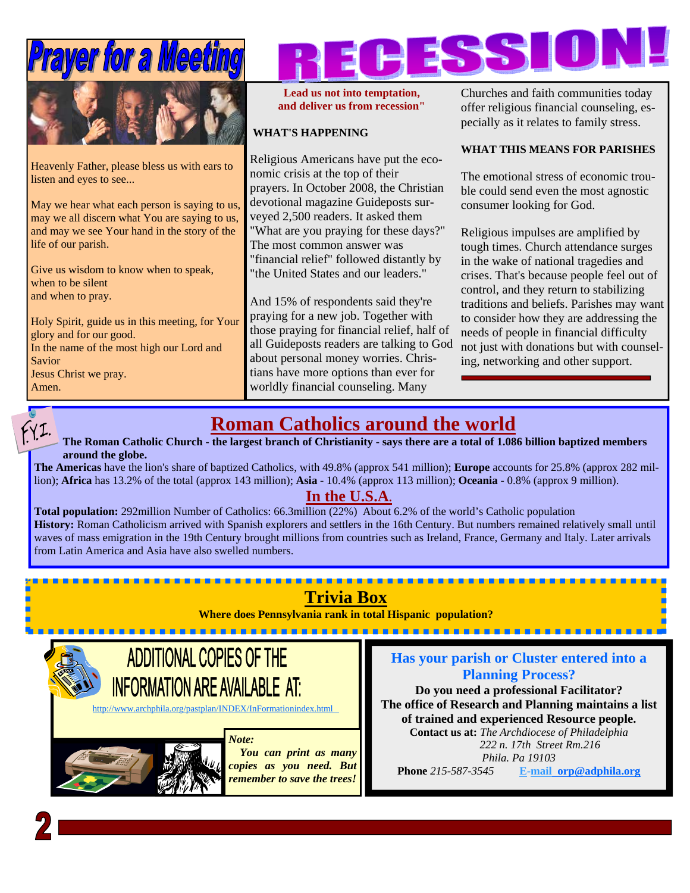# Prayer for a Meeting

Heavenly Father, please bless us with ears to listen and eyes to see...

May we hear what each person is saying to us, may we all discern what You are saying to us, and may we see Your hand in the story of the life of our parish.

Give us wisdom to know when to speak, when to be silent and when to pray.

Holy Spirit, guide us in this meeting, for Your glory and for our good.
In the name of the most high our Lord and Savior
Jesus Christ we pray.
Amen.

# RECESSION!

**Lead us not into temptation, and deliver us from recession"**

**WHAT'S HAPPENING**

Religious Americans have put the economic crisis at the top of their prayers. In October 2008, the Christian devotional magazine Guideposts surveyed 2,500 readers. It asked them "What are you praying for these days?" The most common answer was "financial relief" followed distantly by "the United States and our leaders."

And 15% of respondents said they're praying for a new job. Together with those praying for financial relief, half of all Guideposts readers are talking to God about personal money worries. Christians have more options than ever for worldly financial counseling. Many Churches and faith communities today offer religious financial counseling, especially as it relates to family stress.

**WHAT THIS MEANS FOR PARISHES**

The emotional stress of economic trouble could send even the most agnostic consumer looking for God.

Religious impulses are amplified by tough times. Church attendance surges in the wake of national tragedies and crises. That's because people feel out of control, and they return to stabilizing traditions and beliefs. Parishes may want to consider how they are addressing the needs of people in financial difficulty not just with donations but with counseling, networking and other support.

F.Y.I.

## Roman Catholics around the world

**The Roman Catholic Church - the largest branch of Christianity - says there are a total of 1.086 billion baptized members around the globe.**

**The Americas** have the lion's share of baptized Catholics, with 49.8% (approx 541 million); **Europe** accounts for 25.8% (approx 282 million); **Africa** has 13.2% of the total (approx 143 million); **Asia** - 10.4% (approx 113 million); **Oceania** - 0.8% (approx 9 million).

### In the U.S.A.

**Total population:** 292million Number of Catholics: 66.3million (22%) About 6.2% of the world's Catholic population
**History:** Roman Catholicism arrived with Spanish explorers and settlers in the 16th Century. But numbers remained relatively small until waves of mass emigration in the 19th Century brought millions from countries such as Ireland, France, Germany and Italy. Later arrivals from Latin America and Asia have also swelled numbers.

## Trivia Box

**Where does Pennsylvania rank in total Hispanic population?**

## ADDITIONAL COPIES OF THE INFORMATION ARE AVAILABLE AT:

http://www.archphila.org/pastplan/INDEX/InFormationindex.html

*Note:* ***You can print as many copies as you need. But remember to save the trees!***

## Has your parish or Cluster entered into a Planning Process?

**Do you need a professional Facilitator?**
**The office of Research and Planning maintains a list of trained and experienced Resource people.**
**Contact us at:** *The Archdiocese of Philadelphia*
*222 n. 17th Street Rm.216*
*Phila. Pa 19103*
**Phone** *215-587-3545* **E-mail orp@adphila.org**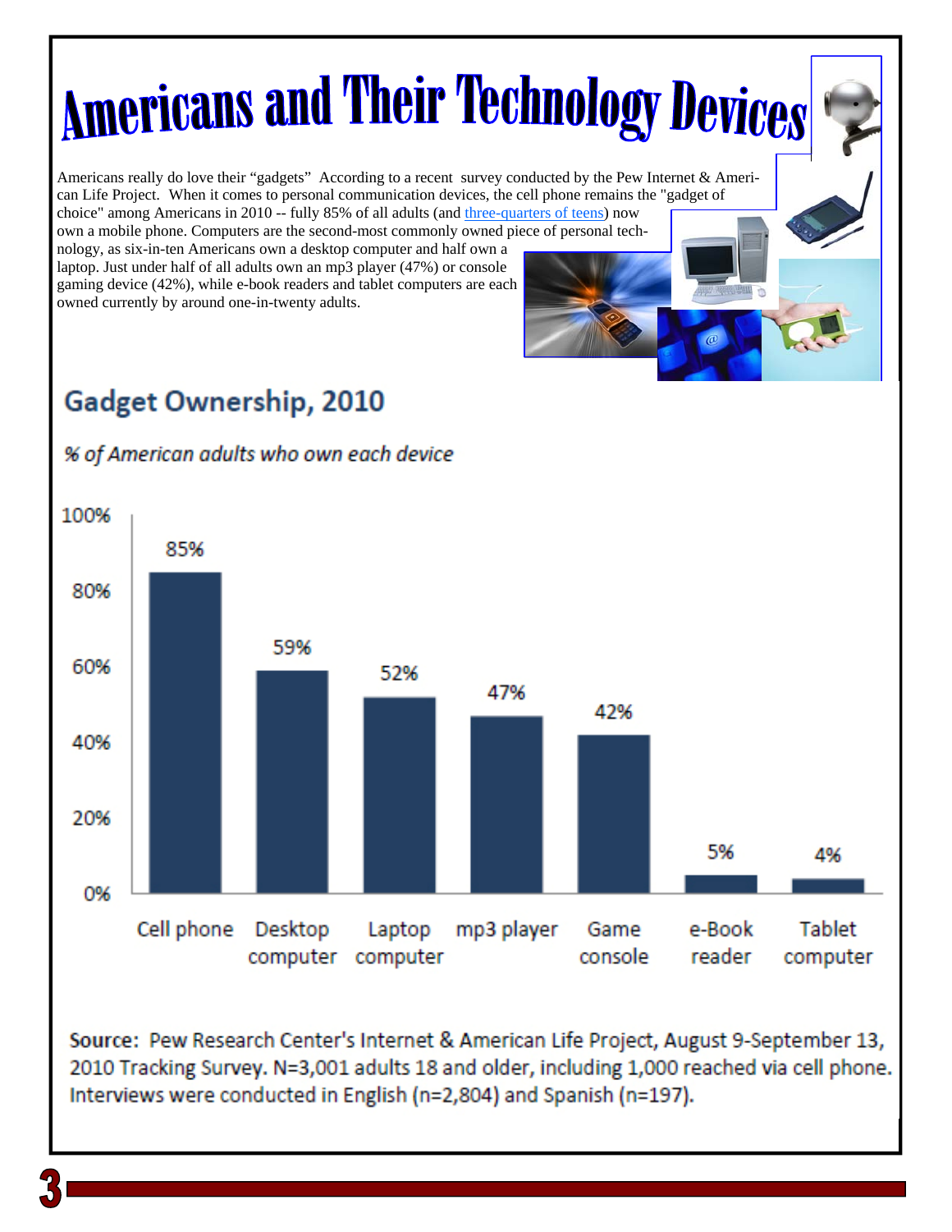# Americans and Their Technology Devices

Americans really do love their "gadgets" According to a recent survey conducted by the Pew Internet & American Life Project. When it comes to personal communication devices, the cell phone remains the "gadget of choice" among Americans in 2010 -- fully 85% of all adults (and three-quarters of teens) now own a mobile phone. Computers are the second-most commonly owned piece of personal technology, as six-in-ten Americans own a desktop computer and half own a laptop. Just under half of all adults own an mp3 player (47%) or console gaming device (42%), while e-book readers and tablet computers are each owned currently by around one-in-twenty adults.

## Gadget Ownership, 2010

*% of American adults who own each device*

100%
80%
60%
40%
20%
0%

85%
59%
52%
47%
42%
5%
4%

Cell phone
Desktop computer
Laptop computer
mp3 player
Game console
e-Book reader
Tablet computer

Source: Pew Research Center's Internet & American Life Project, August 9-September 13, 2010 Tracking Survey. N=3,001 adults 18 and older, including 1,000 reached via cell phone. Interviews were conducted in English (n=2,804) and Spanish (n=197).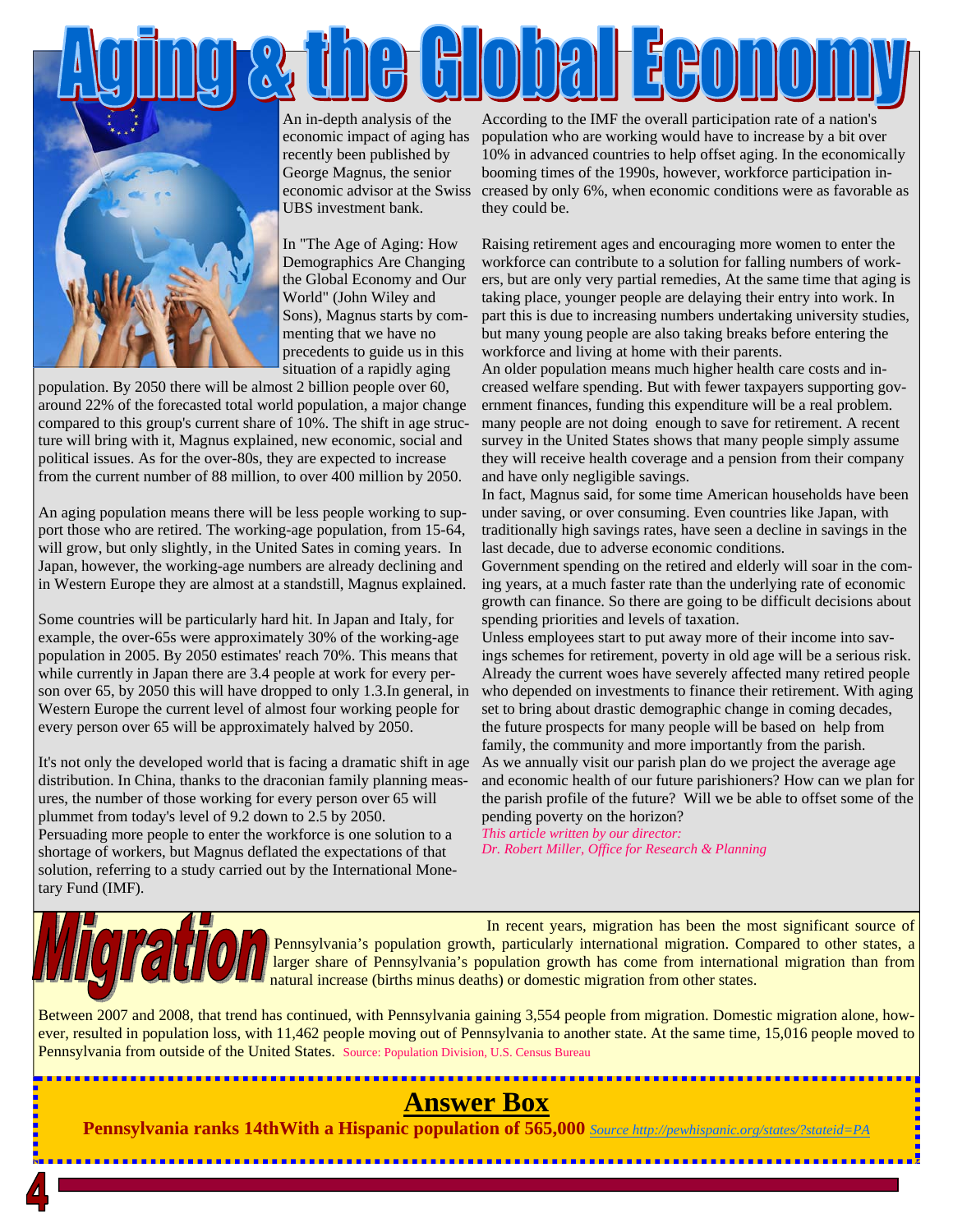# Aging & the Global Economy

An in-depth analysis of the economic impact of aging has recently been published by George Magnus, the senior economic advisor at the Swiss UBS investment bank.

In "The Age of Aging: How Demographics Are Changing the Global Economy and Our World" (John Wiley and Sons), Magnus starts by commenting that we have no precedents to guide us in this situation of a rapidly aging population. By 2050 there will be almost 2 billion people over 60, around 22% of the forecasted total world population, a major change compared to this group's current share of 10%. The shift in age structure will bring with it, Magnus explained, new economic, social and political issues. As for the over-80s, they are expected to increase from the current number of 88 million, to over 400 million by 2050.

An aging population means there will be less people working to support those who are retired. The working-age population, from 15-64, will grow, but only slightly, in the United Sates in coming years. In Japan, however, the working-age numbers are already declining and in Western Europe they are almost at a standstill, Magnus explained.

Some countries will be particularly hard hit. In Japan and Italy, for example, the over-65s were approximately 30% of the working-age population in 2005. By 2050 estimates' reach 70%. This means that while currently in Japan there are 3.4 people at work for every person over 65, by 2050 this will have dropped to only 1.3.In general, in Western Europe the current level of almost four working people for every person over 65 will be approximately halved by 2050.

It's not only the developed world that is facing a dramatic shift in age distribution. In China, thanks to the draconian family planning measures, the number of those working for every person over 65 will plummet from today's level of 9.2 down to 2.5 by 2050.
Persuading more people to enter the workforce is one solution to a shortage of workers, but Magnus deflated the expectations of that solution, referring to a study carried out by the International Monetary Fund (IMF).

According to the IMF the overall participation rate of a nation's population who are working would have to increase by a bit over 10% in advanced countries to help offset aging. In the economically booming times of the 1990s, however, workforce participation increased by only 6%, when economic conditions were as favorable as they could be.

Raising retirement ages and encouraging more women to enter the workforce can contribute to a solution for falling numbers of workers, but are only very partial remedies, At the same time that aging is taking place, younger people are delaying their entry into work. In part this is due to increasing numbers undertaking university studies, but many young people are also taking breaks before entering the workforce and living at home with their parents.
An older population means much higher health care costs and increased welfare spending. But with fewer taxpayers supporting government finances, funding this expenditure will be a real problem. many people are not doing enough to save for retirement. A recent survey in the United States shows that many people simply assume they will receive health coverage and a pension from their company and have only negligible savings.
In fact, Magnus said, for some time American households have been under saving, or over consuming. Even countries like Japan, with traditionally high savings rates, have seen a decline in savings in the last decade, due to adverse economic conditions.
Government spending on the retired and elderly will soar in the coming years, at a much faster rate than the underlying rate of economic growth can finance. So there are going to be difficult decisions about spending priorities and levels of taxation.
Unless employees start to put away more of their income into savings schemes for retirement, poverty in old age will be a serious risk. Already the current woes have severely affected many retired people who depended on investments to finance their retirement. With aging set to bring about drastic demographic change in coming decades, the future prospects for many people will be based on help from family, the community and more importantly from the parish.
As we annually visit our parish plan do we project the average age and economic health of our future parishioners? How can we plan for the parish profile of the future? Will we be able to offset some of the pending poverty on the horizon?

*This article written by our director:*
*Dr. Robert Miller, Office for Research & Planning*

# Migration

In recent years, migration has been the most significant source of Pennsylvania's population growth, particularly international migration. Compared to other states, a larger share of Pennsylvania's population growth has come from international migration than from natural increase (births minus deaths) or domestic migration from other states.

Between 2007 and 2008, that trend has continued, with Pennsylvania gaining 3,554 people from migration. Domestic migration alone, however, resulted in population loss, with 11,462 people moving out of Pennsylvania to another state. At the same time, 15,016 people moved to Pennsylvania from outside of the United States. Source: Population Division, U.S. Census Bureau

## Answer Box

**Pennsylvania ranks 14thWith a Hispanic population of 565,000** Source http://pewhispanic.org/states/?stateid=PA